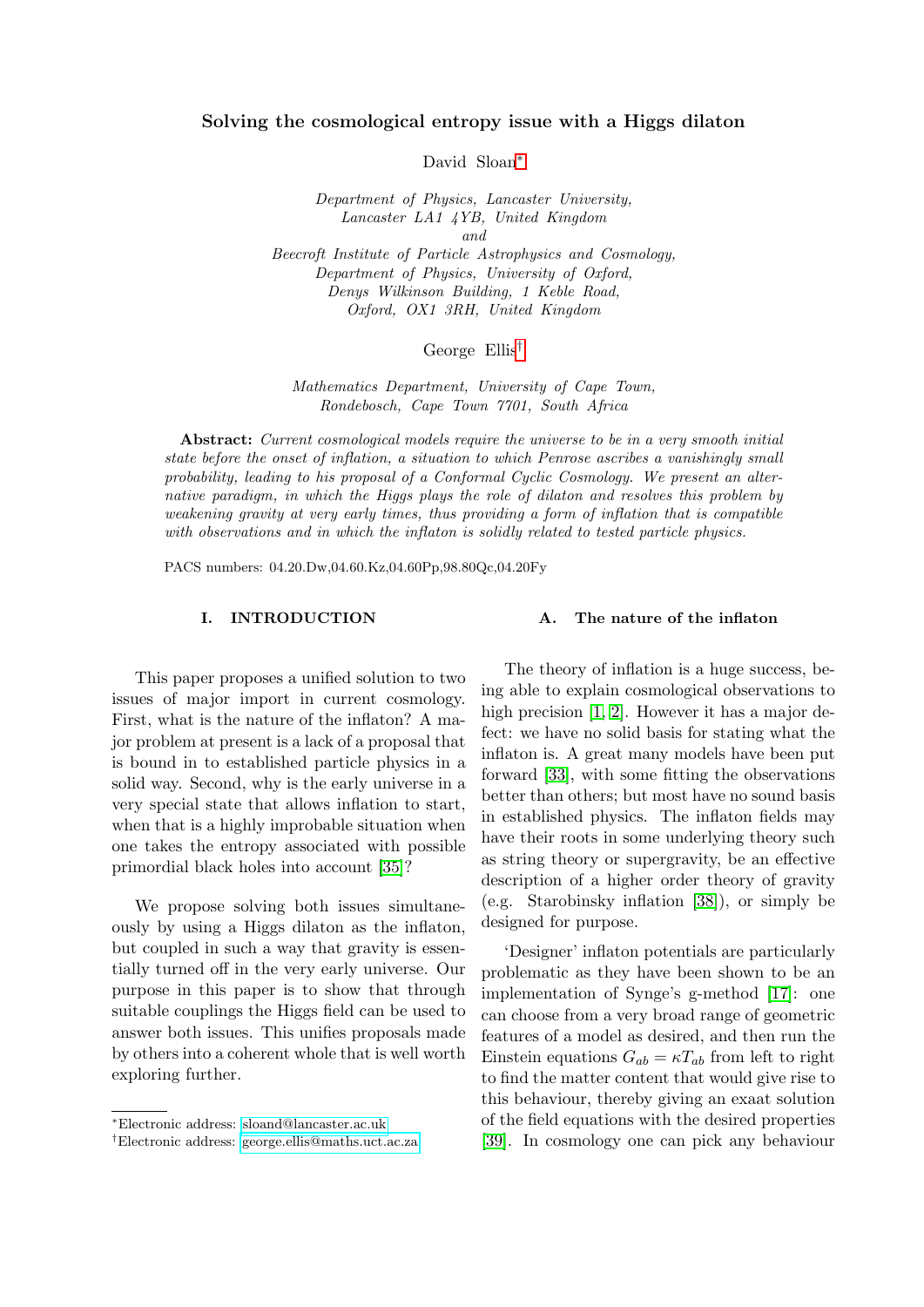# Solving the cosmological entropy issue with a Higgs dilaton

David Sloan[*]

*Department of Physics, Lancaster University, Lancaster LA1 4YB, United Kingdom*
*and*
*Beecroft Institute of Particle Astrophysics and Cosmology, Department of Physics, University of Oxford, Denys Wilkinson Building, 1 Keble Road, Oxford, OX1 3RH, United Kingdom*

George Ellis[†]

*Mathematics Department, University of Cape Town, Rondebosch, Cape Town 7701, South Africa*

**Abstract:** *Current cosmological models require the universe to be in a very smooth initial state before the onset of inflation, a situation to which Penrose ascribes a vanishingly small probability, leading to his proposal of a Conformal Cyclic Cosmology. We present an alternative paradigm, in which the Higgs plays the role of dilaton and resolves this problem by weakening gravity at very early times, thus providing a form of inflation that is compatible with observations and in which the inflaton is solidly related to tested particle physics.*

PACS numbers: 04.20.Dw,04.60.Kz,04.60Pp,98.80Qc,04.20Fy

## I. INTRODUCTION

This paper proposes a unified solution to two issues of major import in current cosmology. First, what is the nature of the inflaton? A major problem at present is a lack of a proposal that is bound in to established particle physics in a solid way. Second, why is the early universe in a very special state that allows inflation to start, when that is a highly improbable situation when one takes the entropy associated with possible primordial black holes into account [35]?

We propose solving both issues simultaneously by using a Higgs dilaton as the inflaton, but coupled in such a way that gravity is essentially turned off in the very early universe. Our purpose in this paper is to show that through suitable couplings the Higgs field can be used to answer both issues. This unifies proposals made by others into a coherent whole that is well worth exploring further.

### A. The nature of the inflaton

The theory of inflation is a huge success, being able to explain cosmological observations to high precision [1, 2]. However it has a major defect: we have no solid basis for stating what the inflaton is. A great many models have been put forward [33], with some fitting the observations better than others; but most have no sound basis in established physics. The inflaton fields may have their roots in some underlying theory such as string theory or supergravity, be an effective description of a higher order theory of gravity (e.g. Starobinsky inflation [38]), or simply be designed for purpose.

'Designer' inflaton potentials are particularly problematic as they have been shown to be an implementation of Synge's g-method [17]: one can choose from a very broad range of geometric features of a model as desired, and then run the Einstein equations $G_{ab} = \kappa T_{ab}$ from left to right to find the matter content that would give rise to this behaviour, thereby giving an exaat solution of the field equations with the desired properties [39]. In cosmology one can pick any behaviour

[*]Electronic address: sloand@lancaster.ac.uk
[†]Electronic address: george.ellis@maths.uct.ac.za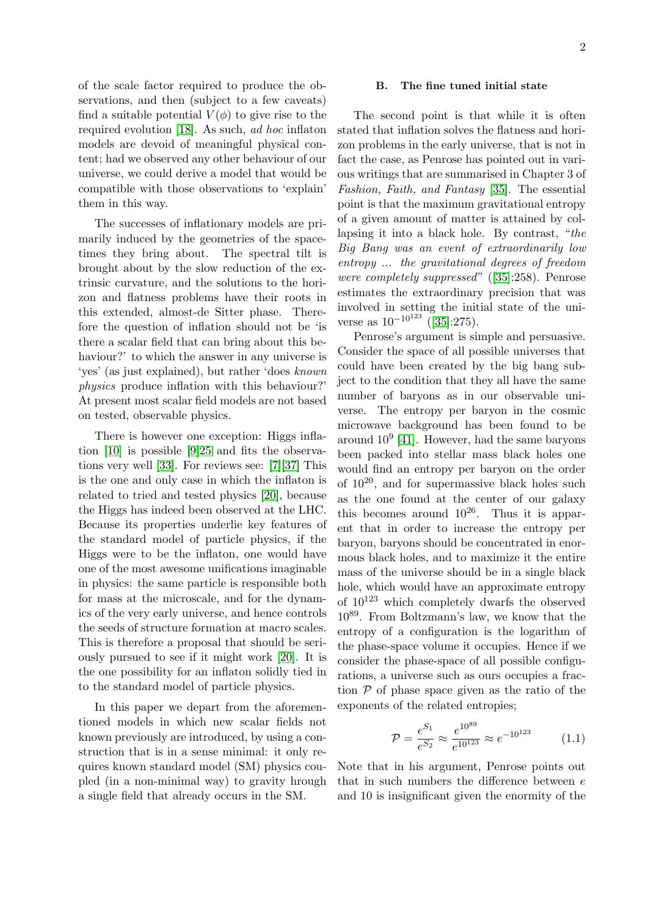of the scale factor required to produce the observations, and then (subject to a few caveats) find a suitable potential $V(\phi)$ to give rise to the required evolution [18]. As such, *ad hoc* inflaton models are devoid of meaningful physical content; had we observed any other behaviour of our universe, we could derive a model that would be compatible with those observations to 'explain' them in this way.

The successes of inflationary models are primarily induced by the geometries of the spacetimes they bring about. The spectral tilt is brought about by the slow reduction of the extrinsic curvature, and the solutions to the horizon and flatness problems have their roots in this extended, almost-de Sitter phase. Therefore the question of inflation should not be 'is there a scalar field that can bring about this behaviour?' to which the answer in any universe is 'yes' (as just explained), but rather 'does *known physics* produce inflation with this behaviour?' At present most scalar field models are not based on tested, observable physics.

There is however one exception: Higgs inflation [10] is possible [9][25] and fits the observations very well [33]. For reviews see: [7][37] This is the one and only case in which the inflaton is related to tried and tested physics [20], because the Higgs has indeed been observed at the LHC. Because its properties underlie key features of the standard model of particle physics, if the Higgs were to be the inflaton, one would have one of the most awesome unifications imaginable in physics: the same particle is responsible both for mass at the microscale, and for the dynamics of the very early universe, and hence controls the seeds of structure formation at macro scales. This is therefore a proposal that should be seriously pursued to see if it might work [20]. It is the one possibility for an inflaton solidly tied in to the standard model of particle physics.

In this paper we depart from the aforementioned models in which new scalar fields not known previously are introduced, by using a construction that is in a sense minimal: it only requires known standard model (SM) physics coupled (in a non-minimal way) to gravity hrough a single field that already occurs in the SM.

### B. The fine tuned initial state

The second point is that while it is often stated that inflation solves the flatness and horizon problems in the early universe, that is not in fact the case, as Penrose has pointed out in various writings that are summarised in Chapter 3 of *Fashion, Faith, and Fantasy* [35]. The essential point is that the maximum gravitational entropy of a given amount of matter is attained by collapsing it into a black hole. By contrast, "*the Big Bang was an event of extraordinarily low entropy ... the gravitational degrees of freedom were completely suppressed*" ([35]:258). Penrose estimates the extraordinary precision that was involved in setting the initial state of the universe as $10^{-10^{123}}$ ([35]:275).

Penrose's argument is simple and persuasive. Consider the space of all possible universes that could have been created by the big bang subject to the condition that they all have the same number of baryons as in our observable universe. The entropy per baryon in the cosmic microwave background has been found to be around $10^9$ [41]. However, had the same baryons been packed into stellar mass black holes one would find an entropy per baryon on the order of $10^{20}$, and for supermassive black holes such as the one found at the center of our galaxy this becomes around $10^{26}$. Thus it is apparent that in order to increase the entropy per baryon, baryons should be concentrated in enormous black holes, and to maximize it the entire mass of the universe should be in a single black hole, which would have an approximate entropy of $10^{123}$ which completely dwarfs the observed $10^{89}$. From Boltzmann's law, we know that the entropy of a configuration is the logarithm of the phase-space volume it occupies. Hence if we consider the phase-space of all possible configurations, a universe such as ours occupies a fraction $\mathcal{P}$ of phase space given as the ratio of the exponents of the related entropies;

$$\mathcal{P} = \frac{e^{S_1}}{e^{S_2}} \approx \frac{e^{10^{89}}}{e^{10^{123}}} \approx e^{-10^{123}} \tag{1.1}$$

Note that in his argument, Penrose points out that in such numbers the difference between $e$ and 10 is insignificant given the enormity of the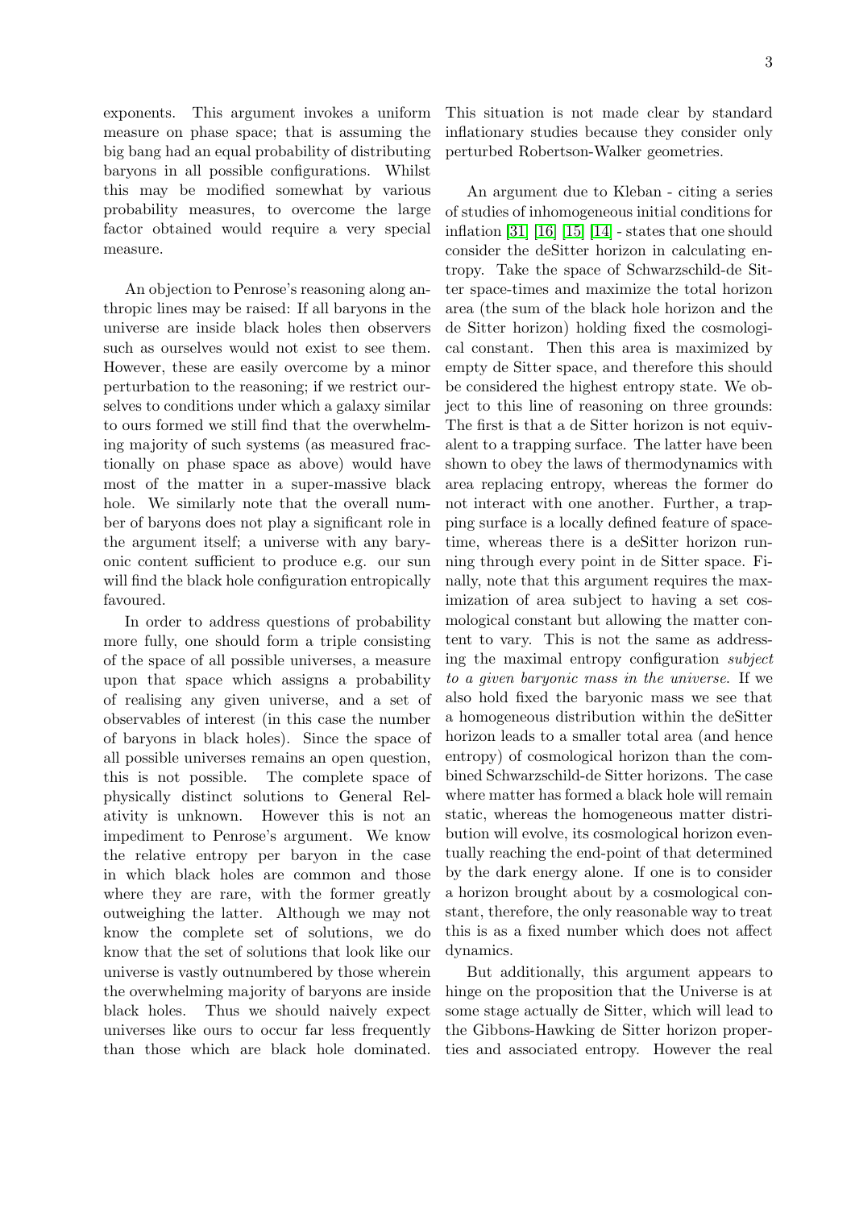exponents. This argument invokes a uniform measure on phase space; that is assuming the big bang had an equal probability of distributing baryons in all possible configurations. Whilst this may be modified somewhat by various probability measures, to overcome the large factor obtained would require a very special measure.

An objection to Penrose's reasoning along anthropic lines may be raised: If all baryons in the universe are inside black holes then observers such as ourselves would not exist to see them. However, these are easily overcome by a minor perturbation to the reasoning; if we restrict ourselves to conditions under which a galaxy similar to ours formed we still find that the overwhelming majority of such systems (as measured fractionally on phase space as above) would have most of the matter in a super-massive black hole. We similarly note that the overall number of baryons does not play a significant role in the argument itself; a universe with any baryonic content sufficient to produce e.g. our sun will find the black hole configuration entropically favoured.

In order to address questions of probability more fully, one should form a triple consisting of the space of all possible universes, a measure upon that space which assigns a probability of realising any given universe, and a set of observables of interest (in this case the number of baryons in black holes). Since the space of all possible universes remains an open question, this is not possible. The complete space of physically distinct solutions to General Relativity is unknown. However this is not an impediment to Penrose's argument. We know the relative entropy per baryon in the case in which black holes are common and those where they are rare, with the former greatly outweighing the latter. Although we may not know the complete set of solutions, we do know that the set of solutions that look like our universe is vastly outnumbered by those wherein the overwhelming majority of baryons are inside black holes. Thus we should naively expect universes like ours to occur far less frequently than those which are black hole dominated. This situation is not made clear by standard inflationary studies because they consider only perturbed Robertson-Walker geometries.

An argument due to Kleban - citing a series of studies of inhomogeneous initial conditions for inflation [31] [16] [15] [14] - states that one should consider the deSitter horizon in calculating entropy. Take the space of Schwarzschild-de Sitter space-times and maximize the total horizon area (the sum of the black hole horizon and the de Sitter horizon) holding fixed the cosmological constant. Then this area is maximized by empty de Sitter space, and therefore this should be considered the highest entropy state. We object to this line of reasoning on three grounds: The first is that a de Sitter horizon is not equivalent to a trapping surface. The latter have been shown to obey the laws of thermodynamics with area replacing entropy, whereas the former do not interact with one another. Further, a trapping surface is a locally defined feature of spacetime, whereas there is a deSitter horizon running through every point in de Sitter space. Finally, note that this argument requires the maximization of area subject to having a set cosmological constant but allowing the matter content to vary. This is not the same as addressing the maximal entropy configuration *subject to a given baryonic mass in the universe*. If we also hold fixed the baryonic mass we see that a homogeneous distribution within the deSitter horizon leads to a smaller total area (and hence entropy) of cosmological horizon than the combined Schwarzschild-de Sitter horizons. The case where matter has formed a black hole will remain static, whereas the homogeneous matter distribution will evolve, its cosmological horizon eventually reaching the end-point of that determined by the dark energy alone. If one is to consider a horizon brought about by a cosmological constant, therefore, the only reasonable way to treat this is as a fixed number which does not affect dynamics.

But additionally, this argument appears to hinge on the proposition that the Universe is at some stage actually de Sitter, which will lead to the Gibbons-Hawking de Sitter horizon properties and associated entropy. However the real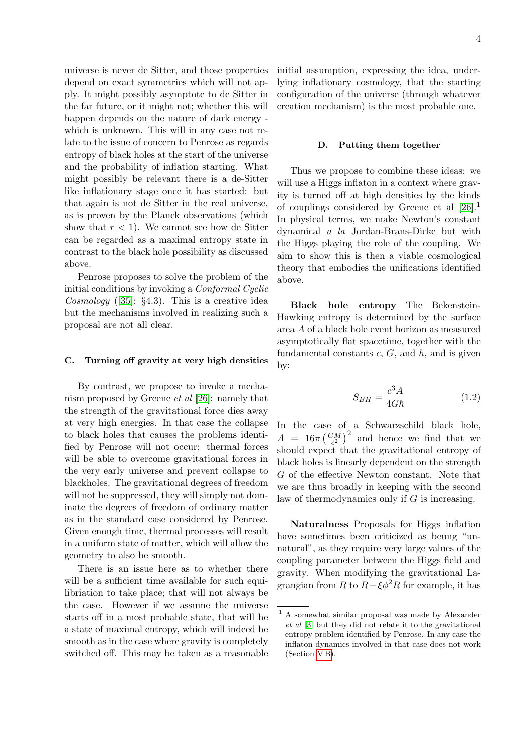universe is never de Sitter, and those properties depend on exact symmetries which will not apply. It might possibly asymptote to de Sitter in the far future, or it might not; whether this will happen depends on the nature of dark energy - which is unknown. This will in any case not relate to the issue of concern to Penrose as regards entropy of black holes at the start of the universe and the probability of inflation starting. What might possibly be relevant there is a de-Sitter like inflationary stage once it has started: but that again is not de Sitter in the real universe, as is proven by the Planck observations (which show that $r < 1$). We cannot see how de Sitter can be regarded as a maximal entropy state in contrast to the black hole possibility as discussed above.

Penrose proposes to solve the problem of the initial conditions by invoking a *Conformal Cyclic Cosmology* ([35]: §4.3). This is a creative idea but the mechanisms involved in realizing such a proposal are not all clear.

### C. Turning off gravity at very high densities

By contrast, we propose to invoke a mechanism proposed by Greene *et al* [26]: namely that the strength of the gravitational force dies away at very high energies. In that case the collapse to black holes that causes the problems identified by Penrose will not occur: thermal forces will be able to overcome gravitational forces in the very early universe and prevent collapse to blackholes. The gravitational degrees of freedom will not be suppressed, they will simply not dominate the degrees of freedom of ordinary matter as in the standard case considered by Penrose. Given enough time, thermal processes will result in a uniform state of matter, which will allow the geometry to also be smooth.

There is an issue here as to whether there will be a sufficient time available for such equilibriation to take place; that will not always be the case. However if we assume the universe starts off in a most probable state, that will be a state of maximal entropy, which will indeed be smooth as in the case where gravity is completely switched off. This may be taken as a reasonable initial assumption, expressing the idea, underlying inflationary cosmology, that the starting configuration of the universe (through whatever creation mechanism) is the most probable one.

### D. Putting them together

Thus we propose to combine these ideas: we will use a Higgs inflaton in a context where gravity is turned off at high densities by the kinds of couplings considered by Greene et al [26].[1] In physical terms, we make Newton's constant dynamical *a la* Jordan-Brans-Dicke but with the Higgs playing the role of the coupling. We aim to show this is then a viable cosmological theory that embodies the unifications identified above.

**Black hole entropy** The Bekenstein-Hawking entropy is determined by the surface area $A$ of a black hole event horizon as measured asymptotically flat spacetime, together with the fundamental constants $c$, $G$, and $h$, and is given by:

$$S_{BH} = \frac{c^3 A}{4G\hbar} \tag{1.2}$$

In the case of a Schwarzschild black hole, $A = 16\pi \left(\frac{GM}{c^2}\right)^2$ and hence we find that we should expect that the gravitational entropy of black holes is linearly dependent on the strength $G$ of the effective Newton constant. Note that we are thus broadly in keeping with the second law of thermodynamics only if $G$ is increasing.

**Naturalness** Proposals for Higgs inflation have sometimes been criticized as beung "unnatural", as they require very large values of the coupling parameter between the Higgs field and gravity. When modifying the gravitational Lagrangian from $R$ to $R+\xi\phi^2 R$ for example, it has

[1] A somewhat similar proposal was made by Alexander *et al* [3] but they did not relate it to the gravitational entropy problem identified by Penrose. In any case the inflaton dynamics involved in that case does not work (Section V B).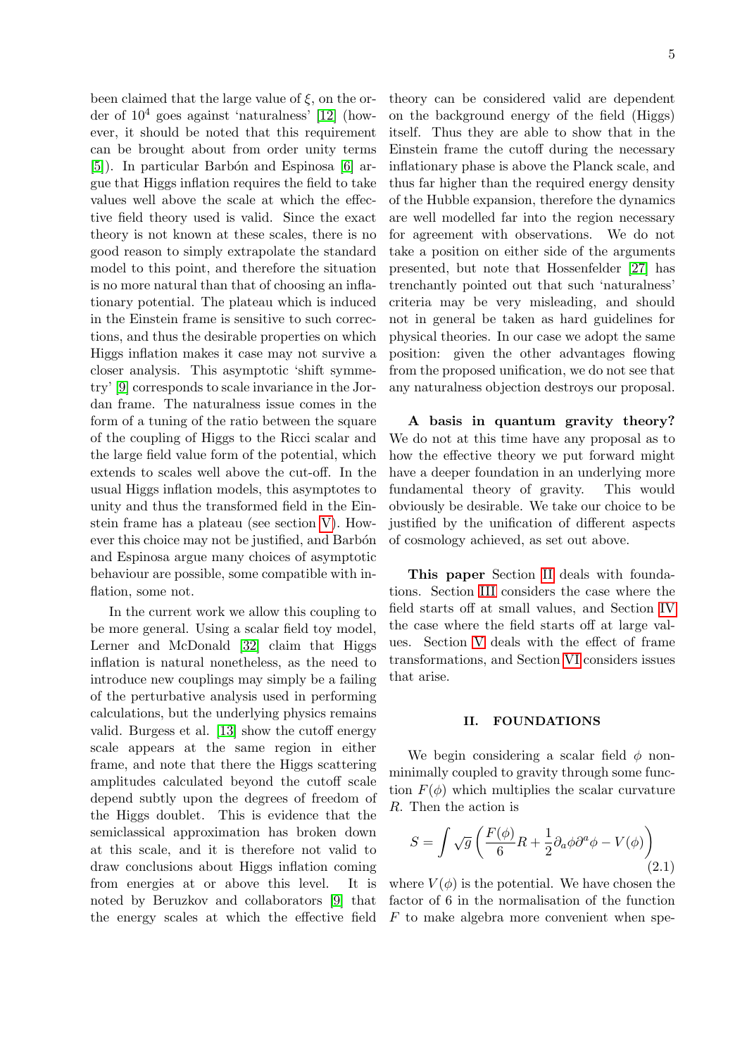been claimed that the large value of $\xi$, on the order of $10^4$ goes against 'naturalness' [12] (however, it should be noted that this requirement can be brought about from order unity terms [5]). In particular Barbón and Espinosa [6] argue that Higgs inflation requires the field to take values well above the scale at which the effective field theory used is valid. Since the exact theory is not known at these scales, there is no good reason to simply extrapolate the standard model to this point, and therefore the situation is no more natural than that of choosing an inflationary potential. The plateau which is induced in the Einstein frame is sensitive to such corrections, and thus the desirable properties on which Higgs inflation makes it case may not survive a closer analysis. This asymptotic 'shift symmetry' [9] corresponds to scale invariance in the Jordan frame. The naturalness issue comes in the form of a tuning of the ratio between the square of the coupling of Higgs to the Ricci scalar and the large field value form of the potential, which extends to scales well above the cut-off. In the usual Higgs inflation models, this asymptotes to unity and thus the transformed field in the Einstein frame has a plateau (see section V). However this choice may not be justified, and Barbón and Espinosa argue many choices of asymptotic behaviour are possible, some compatible with inflation, some not.

In the current work we allow this coupling to be more general. Using a scalar field toy model, Lerner and McDonald [32] claim that Higgs inflation is natural nonetheless, as the need to introduce new couplings may simply be a failing of the perturbative analysis used in performing calculations, but the underlying physics remains valid. Burgess et al. [13] show the cutoff energy scale appears at the same region in either frame, and note that there the Higgs scattering amplitudes calculated beyond the cutoff scale depend subtly upon the degrees of freedom of the Higgs doublet. This is evidence that the semiclassical approximation has broken down at this scale, and it is therefore not valid to draw conclusions about Higgs inflation coming from energies at or above this level. It is noted by Beruzkov and collaborators [9] that the energy scales at which the effective field theory can be considered valid are dependent on the background energy of the field (Higgs) itself. Thus they are able to show that in the Einstein frame the cutoff during the necessary inflationary phase is above the Planck scale, and thus far higher than the required energy density of the Hubble expansion, therefore the dynamics are well modelled far into the region necessary for agreement with observations. We do not take a position on either side of the arguments presented, but note that Hossenfelder [27] has trenchantly pointed out that such 'naturalness' criteria may be very misleading, and should not in general be taken as hard guidelines for physical theories. In our case we adopt the same position: given the other advantages flowing from the proposed unification, we do not see that any naturalness objection destroys our proposal.

**A basis in quantum gravity theory?** We do not at this time have any proposal as to how the effective theory we put forward might have a deeper foundation in an underlying more fundamental theory of gravity. This would obviously be desirable. We take our choice to be justified by the unification of different aspects of cosmology achieved, as set out above.

**This paper** Section II deals with foundations. Section III considers the case where the field starts off at small values, and Section IV the case where the field starts off at large values. Section V deals with the effect of frame transformations, and Section VI considers issues that arise.

## II. FOUNDATIONS

We begin considering a scalar field $\phi$ non-minimally coupled to gravity through some function $F(\phi)$ which multiplies the scalar curvature $R$. Then the action is

$$S = \int \sqrt{g} \left( \frac{F(\phi)}{6} R + \frac{1}{2} \partial_a \phi \partial^a \phi - V(\phi) \right) \tag{2.1}$$

where $V(\phi)$ is the potential. We have chosen the factor of 6 in the normalisation of the function $F$ to make algebra more convenient when spe-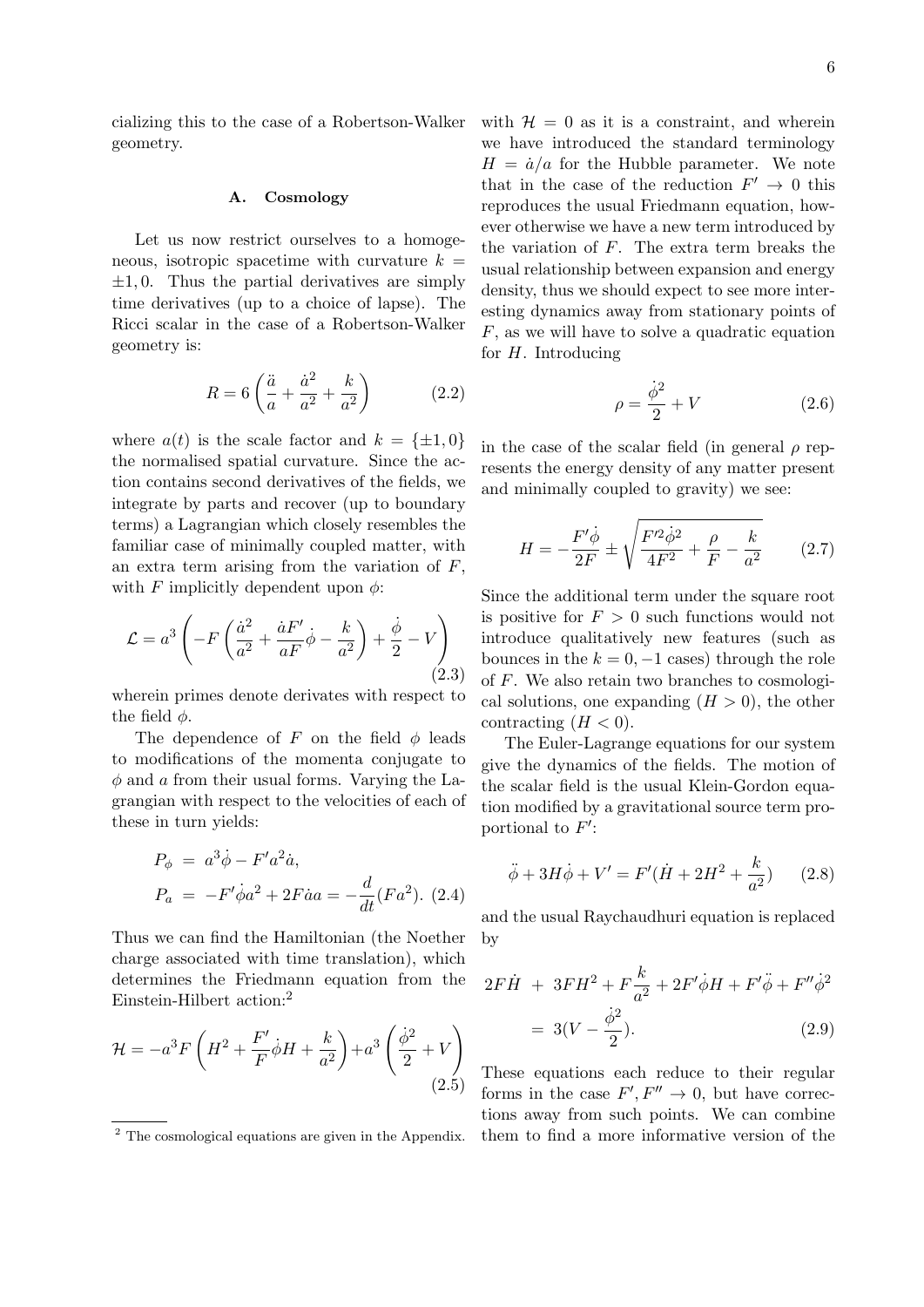cializing this to the case of a Robertson-Walker geometry.

### A. Cosmology

Let us now restrict ourselves to a homogeneous, isotropic spacetime with curvature $k = \pm 1, 0$. Thus the partial derivatives are simply time derivatives (up to a choice of lapse). The Ricci scalar in the case of a Robertson-Walker geometry is:

$$R = 6\left(\frac{\ddot{a}}{a} + \frac{\dot{a}^2}{a^2} + \frac{k}{a^2}\right) \tag{2.2}$$

where $a(t)$ is the scale factor and $k = \{\pm 1, 0\}$ the normalised spatial curvature. Since the action contains second derivatives of the fields, we integrate by parts and recover (up to boundary terms) a Lagrangian which closely resembles the familiar case of minimally coupled matter, with an extra term arising from the variation of $F$, with $F$ implicitly dependent upon $\phi$:

$$\mathcal{L} = a^3\left(-F\left(\frac{\dot{a}^2}{a^2} + \frac{\dot{a}F'}{aF}\dot{\phi} - \frac{k}{a^2}\right) + \frac{\dot{\phi}}{2} - V\right) \tag{2.3}$$

wherein primes denote derivates with respect to the field $\phi$.

The dependence of $F$ on the field $\phi$ leads to modifications of the momenta conjugate to $\phi$ and $a$ from their usual forms. Varying the Lagrangian with respect to the velocities of each of these in turn yields:

$$\begin{aligned}
P_\phi &= a^3\dot{\phi} - F'a^2\dot{a}, \\
P_a &= -F'\dot{\phi}a^2 + 2F\dot{a}a = -\frac{d}{dt}(Fa^2).
\end{aligned} \tag{2.4}$$

Thus we can find the Hamiltonian (the Noether charge associated with time translation), which determines the Friedmann equation from the Einstein-Hilbert action:[2]

$$\mathcal{H} = -a^3F\left(H^2 + \frac{F'}{F}\dot{\phi}H + \frac{k}{a^2}\right) + a^3\left(\frac{\dot{\phi}^2}{2} + V\right) \tag{2.5}$$

with $\mathcal{H} = 0$ as it is a constraint, and wherein we have introduced the standard terminology $H = \dot{a}/a$ for the Hubble parameter. We note that in the case of the reduction $F' \to 0$ this reproduces the usual Friedmann equation, however otherwise we have a new term introduced by the variation of $F$. The extra term breaks the usual relationship between expansion and energy density, thus we should expect to see more interesting dynamics away from stationary points of $F$, as we will have to solve a quadratic equation for $H$. Introducing

$$\rho = \frac{\dot{\phi}^2}{2} + V \tag{2.6}$$

in the case of the scalar field (in general $\rho$ represents the energy density of any matter present and minimally coupled to gravity) we see:

$$H = -\frac{F'\dot{\phi}}{2F} \pm \sqrt{\frac{F'^2\dot{\phi}^2}{4F^2} + \frac{\rho}{F} - \frac{k}{a^2}} \tag{2.7}$$

Since the additional term under the square root is positive for $F > 0$ such functions would not introduce qualitatively new features (such as bounces in the $k = 0, -1$ cases) through the role of $F$. We also retain two branches to cosmological solutions, one expanding ($H > 0$), the other contracting ($H < 0$).

The Euler-Lagrange equations for our system give the dynamics of the fields. The motion of the scalar field is the usual Klein-Gordon equation modified by a gravitational source term proportional to $F'$:

$$\ddot{\phi} + 3H\dot{\phi} + V' = F'(\dot{H} + 2H^2 + \frac{k}{a^2}) \tag{2.8}$$

and the usual Raychaudhuri equation is replaced by

$$\begin{aligned}
2F\dot{H} \;+\; 3FH^2 + F\frac{k}{a^2} + 2F'\dot{\phi}H + F'\ddot{\phi} + F''\dot{\phi}^2 \\
= 3(V - \frac{\dot{\phi}^2}{2}).
\end{aligned} \tag{2.9}$$

These equations each reduce to their regular forms in the case $F', F'' \to 0$, but have corrections away from such points. We can combine them to find a more informative version of the

[2] The cosmological equations are given in the Appendix.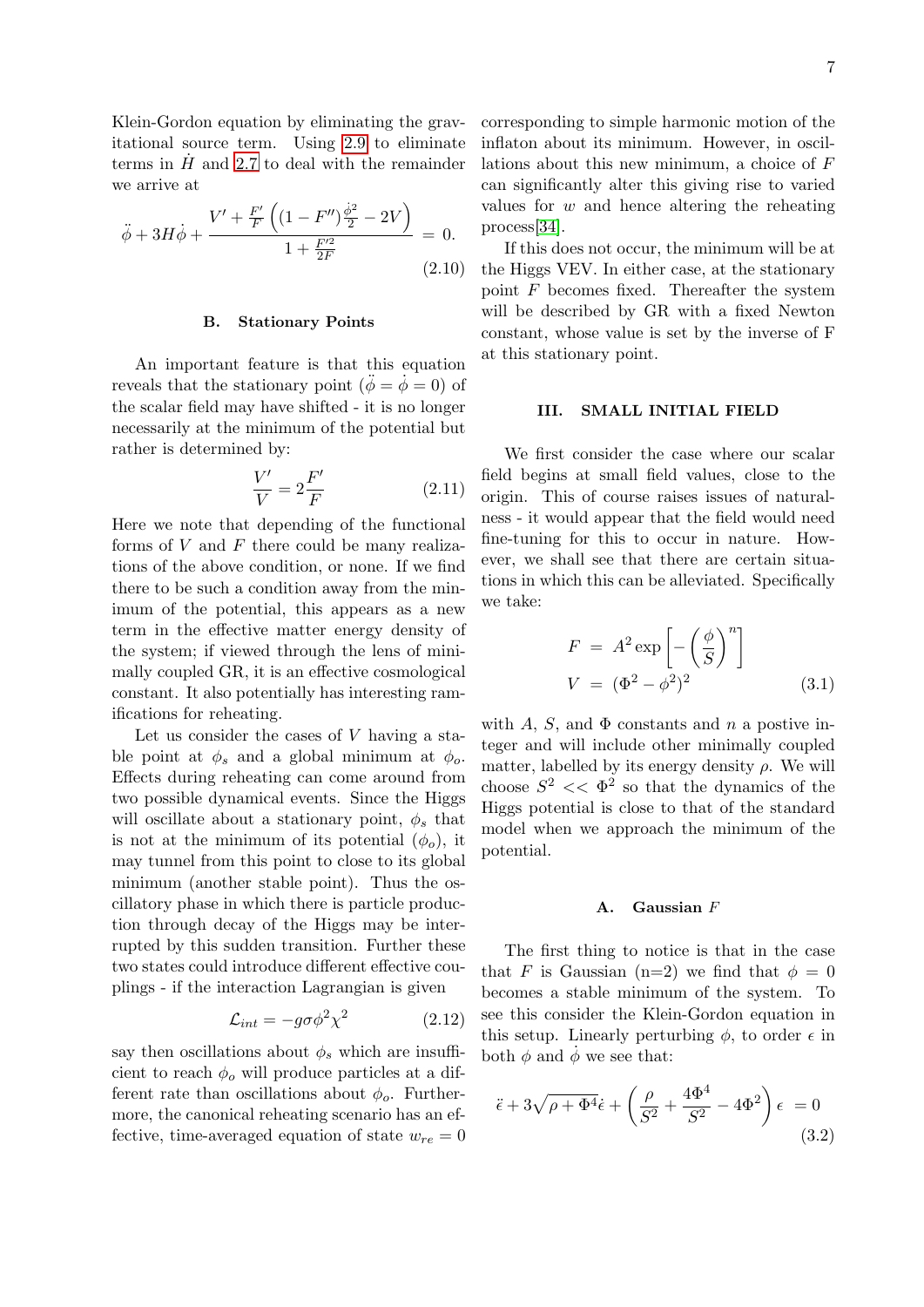Klein-Gordon equation by eliminating the gravitational source term. Using 2.9 to eliminate terms in $\dot{H}$ and 2.7 to deal with the remainder we arrive at

$$\ddot{\phi} + 3H\dot{\phi} + \frac{V' + \frac{F'}{F}\left((1-F'')\frac{\dot{\phi}^2}{2} - 2V\right)}{1 + \frac{F'^2}{2F}} = 0. \tag{2.10}$$

### B. Stationary Points

An important feature is that this equation reveals that the stationary point ($\ddot{\phi} = \dot{\phi} = 0$) of the scalar field may have shifted - it is no longer necessarily at the minimum of the potential but rather is determined by:

$$\frac{V'}{V} = 2\frac{F'}{F} \tag{2.11}$$

Here we note that depending of the functional forms of $V$ and $F$ there could be many realizations of the above condition, or none. If we find there to be such a condition away from the minimum of the potential, this appears as a new term in the effective matter energy density of the system; if viewed through the lens of minimally coupled GR, it is an effective cosmological constant. It also potentially has interesting ramifications for reheating.

Let us consider the cases of $V$ having a stable point at $\phi_s$ and a global minimum at $\phi_o$. Effects during reheating can come around from two possible dynamical events. Since the Higgs will oscillate about a stationary point, $\phi_s$ that is not at the minimum of its potential ($\phi_o$), it may tunnel from this point to close to its global minimum (another stable point). Thus the oscillatory phase in which there is particle production through decay of the Higgs may be interrupted by this sudden transition. Further these two states could introduce different effective couplings - if the interaction Lagrangian is given

$$\mathcal{L}_{int} = -g\sigma\phi^2\chi^2 \tag{2.12}$$

say then oscillations about $\phi_s$ which are insufficient to reach $\phi_o$ will produce particles at a different rate than oscillations about $\phi_o$. Furthermore, the canonical reheating scenario has an effective, time-averaged equation of state $w_{re} = 0$ corresponding to simple harmonic motion of the inflaton about its minimum. However, in oscillations about this new minimum, a choice of $F$ can significantly alter this giving rise to varied values for $w$ and hence altering the reheating process[34].

If this does not occur, the minimum will be at the Higgs VEV. In either case, at the stationary point $F$ becomes fixed. Thereafter the system will be described by GR with a fixed Newton constant, whose value is set by the inverse of F at this stationary point.

## III. SMALL INITIAL FIELD

We first consider the case where our scalar field begins at small field values, close to the origin. This of course raises issues of naturalness - it would appear that the field would need fine-tuning for this to occur in nature. However, we shall see that there are certain situations in which this can be alleviated. Specifically we take:

$$\begin{aligned} F &= A^2 \exp\left[-\left(\frac{\phi}{S}\right)^n\right] \\ V &= (\Phi^2 - \phi^2)^2 \end{aligned} \tag{3.1}$$

with $A$, $S$, and $\Phi$ constants and $n$ a postive integer and will include other minimally coupled matter, labelled by its energy density $\rho$. We will choose $S^2 << \Phi^2$ so that the dynamics of the Higgs potential is close to that of the standard model when we approach the minimum of the potential.

### A. Gaussian $F$

The first thing to notice is that in the case that $F$ is Gaussian (n=2) we find that $\phi = 0$ becomes a stable minimum of the system. To see this consider the Klein-Gordon equation in this setup. Linearly perturbing $\phi$, to order $\epsilon$ in both $\phi$ and $\dot{\phi}$ we see that:

$$\ddot{\epsilon} + 3\sqrt{\rho + \Phi^4}\dot{\epsilon} + \left(\frac{\rho}{S^2} + \frac{4\Phi^4}{S^2} - 4\Phi^2\right)\epsilon = 0 \tag{3.2}$$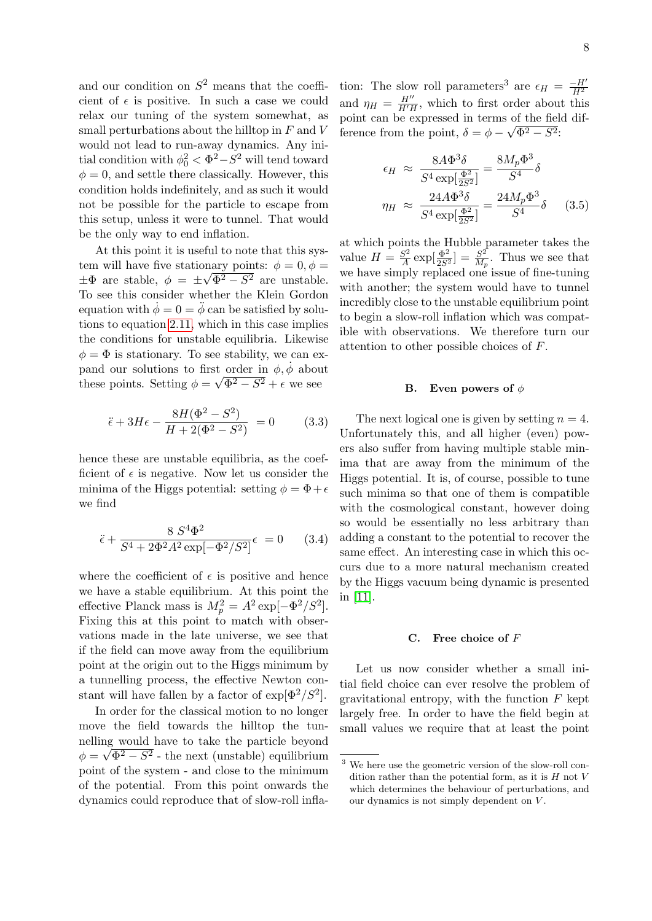and our condition on $S^2$ means that the coefficient of $\epsilon$ is positive. In such a case we could relax our tuning of the system somewhat, as small perturbations about the hilltop in $F$ and $V$ would not lead to run-away dynamics. Any initial condition with $\phi_0^2 < \Phi^2 - S^2$ will tend toward $\phi = 0$, and settle there classically. However, this condition holds indefinitely, and as such it would not be possible for the particle to escape from this setup, unless it were to tunnel. That would be the only way to end inflation.

At this point it is useful to note that this system will have five stationary points: $\phi = 0, \phi = \pm\Phi$ are stable, $\phi = \pm\sqrt{\Phi^2 - S^2}$ are unstable. To see this consider whether the Klein Gordon equation with $\dot{\phi} = 0 = \ddot{\phi}$ can be satisfied by solutions to equation 2.11, which in this case implies the conditions for unstable equilibria. Likewise $\phi = \Phi$ is stationary. To see stability, we can expand our solutions to first order in $\phi, \dot{\phi}$ about these points. Setting $\phi = \sqrt{\Phi^2 - S^2} + \epsilon$ we see

$$\ddot{\epsilon} + 3H\epsilon - \frac{8H(\Phi^2 - S^2)}{H + 2(\Phi^2 - S^2)} = 0 \tag{3.3}$$

hence these are unstable equilibria, as the coefficient of $\epsilon$ is negative. Now let us consider the minima of the Higgs potential: setting $\phi = \Phi + \epsilon$ we find

$$\ddot{\epsilon} + \frac{8\ S^4\Phi^2}{S^4 + 2\Phi^2 A^2 \exp[-\Phi^2/S^2]}\epsilon = 0 \tag{3.4}$$

where the coefficient of $\epsilon$ is positive and hence we have a stable equilibrium. At this point the effective Planck mass is $M_p^2 = A^2 \exp[-\Phi^2/S^2]$. Fixing this at this point to match with observations made in the late universe, we see that if the field can move away from the equilibrium point at the origin out to the Higgs minimum by a tunnelling process, the effective Newton constant will have fallen by a factor of $\exp[\Phi^2/S^2]$.

In order for the classical motion to no longer move the field towards the hilltop the tunnelling would have to take the particle beyond $\phi = \sqrt{\Phi^2 - S^2}$ - the next (unstable) equilibrium point of the system - and close to the minimum of the potential. From this point onwards the dynamics could reproduce that of slow-roll inflation: The slow roll parameters[3] are $\epsilon_H = \frac{-H'}{H^2}$ and $\eta_H = \frac{H''}{H'H}$, which to first order about this point can be expressed in terms of the field difference from the point, $\delta = \phi - \sqrt{\Phi^2 - S^2}$:

$$\begin{aligned}
\epsilon_H &\approx \frac{8A\Phi^3\delta}{S^4 \exp[\frac{\Phi^2}{2S^2}]} = \frac{8M_p\Phi^3}{S^4}\delta \\
\eta_H &\approx \frac{24A\Phi^3\delta}{S^4 \exp[\frac{\Phi^2}{2S^2}]} = \frac{24M_p\Phi^3}{S^4}\delta
\end{aligned} \tag{3.5}$$

at which points the Hubble parameter takes the value $H = \frac{S^2}{A}\exp[\frac{\Phi^2}{2S^2}] = \frac{S^2}{M_p}$. Thus we see that we have simply replaced one issue of fine-tuning with another; the system would have to tunnel incredibly close to the unstable equilibrium point to begin a slow-roll inflation which was compatible with observations. We therefore turn our attention to other possible choices of $F$.

### B. Even powers of $\phi$

The next logical one is given by setting $n = 4$. Unfortunately this, and all higher (even) powers also suffer from having multiple stable minima that are away from the minimum of the Higgs potential. It is, of course, possible to tune such minima so that one of them is compatible with the cosmological constant, however doing so would be essentially no less arbitrary than adding a constant to the potential to recover the same effect. An interesting case in which this occurs due to a more natural mechanism created by the Higgs vacuum being dynamic is presented in [11].

### C. Free choice of $F$

Let us now consider whether a small initial field choice can ever resolve the problem of gravitational entropy, with the function $F$ kept largely free. In order to have the field begin at small values we require that at least the point

[3] We here use the geometric version of the slow-roll condition rather than the potential form, as it is $H$ not $V$ which determines the behaviour of perturbations, and our dynamics is not simply dependent on $V$.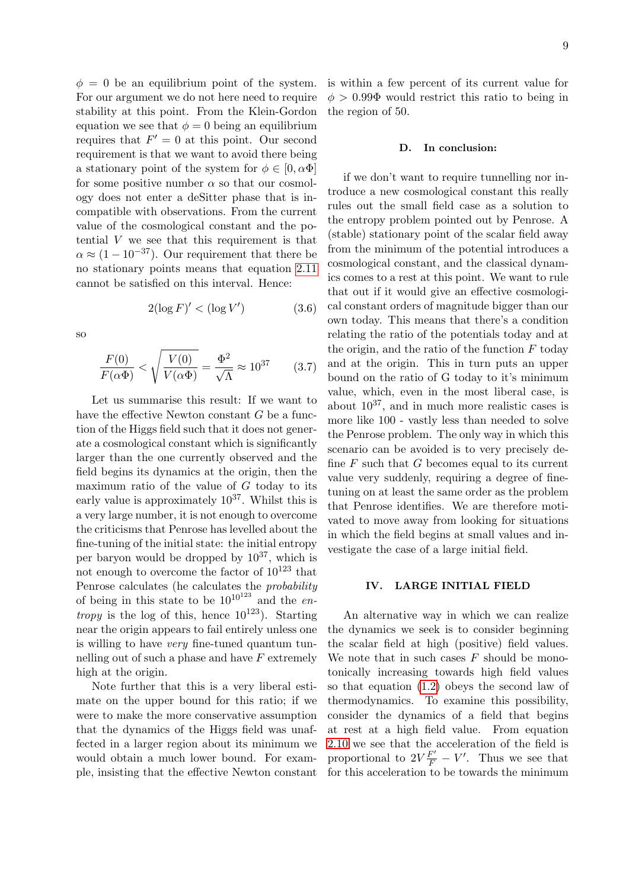$\phi = 0$ be an equilibrium point of the system. For our argument we do not here need to require stability at this point. From the Klein-Gordon equation we see that $\phi = 0$ being an equilibrium requires that $F' = 0$ at this point. Our second requirement is that we want to avoid there being a stationary point of the system for $\phi \in [0, \alpha\Phi]$ for some positive number $\alpha$ so that our cosmology does not enter a deSitter phase that is incompatible with observations. From the current value of the cosmological constant and the potential $V$ we see that this requirement is that $\alpha \approx (1 - 10^{-37})$. Our requirement that there be no stationary points means that equation 2.11 cannot be satisfied on this interval. Hence:

$$2(\log F)' < (\log V') \tag{3.6}$$

so

$$\frac{F(0)}{F(\alpha\Phi)} < \sqrt{\frac{V(0)}{V(\alpha\Phi)}} = \frac{\Phi^2}{\sqrt{\Lambda}} \approx 10^{37} \tag{3.7}$$

Let us summarise this result: If we want to have the effective Newton constant $G$ be a function of the Higgs field such that it does not generate a cosmological constant which is significantly larger than the one currently observed and the field begins its dynamics at the origin, then the maximum ratio of the value of $G$ today to its early value is approximately $10^{37}$. Whilst this is a very large number, it is not enough to overcome the criticisms that Penrose has levelled about the fine-tuning of the initial state: the initial entropy per baryon would be dropped by $10^{37}$, which is not enough to overcome the factor of $10^{123}$ that Penrose calculates (he calculates the *probability* of being in this state to be $10^{10^{123}}$ and the *entropy* is the log of this, hence $10^{123}$). Starting near the origin appears to fail entirely unless one is willing to have *very* fine-tuned quantum tunnelling out of such a phase and have $F$ extremely high at the origin.

Note further that this is a very liberal estimate on the upper bound for this ratio; if we were to make the more conservative assumption that the dynamics of the Higgs field was unaffected in a larger region about its minimum we would obtain a much lower bound. For example, insisting that the effective Newton constant is within a few percent of its current value for $\phi > 0.99\Phi$ would restrict this ratio to being in the region of 50.

### D. In conclusion:

if we don't want to require tunnelling nor introduce a new cosmological constant this really rules out the small field case as a solution to the entropy problem pointed out by Penrose. A (stable) stationary point of the scalar field away from the minimum of the potential introduces a cosmological constant, and the classical dynamics comes to a rest at this point. We want to rule that out if it would give an effective cosmological constant orders of magnitude bigger than our own today. This means that there's a condition relating the ratio of the potentials today and at the origin, and the ratio of the function $F$ today and at the origin. This in turn puts an upper bound on the ratio of G today to it's minimum value, which, even in the most liberal case, is about $10^{37}$, and in much more realistic cases is more like 100 - vastly less than needed to solve the Penrose problem. The only way in which this scenario can be avoided is to very precisely define $F$ such that $G$ becomes equal to its current value very suddenly, requiring a degree of fine-tuning on at least the same order as the problem that Penrose identifies. We are therefore motivated to move away from looking for situations in which the field begins at small values and investigate the case of a large initial field.

## IV. LARGE INITIAL FIELD

An alternative way in which we can realize the dynamics we seek is to consider beginning the scalar field at high (positive) field values. We note that in such cases $F$ should be monotonically increasing towards high field values so that equation (1.2) obeys the second law of thermodynamics. To examine this possibility, consider the dynamics of a field that begins at rest at a high field value. From equation 2.10 we see that the acceleration of the field is proportional to $2V\frac{F'}{F} - V'$. Thus we see that for this acceleration to be towards the minimum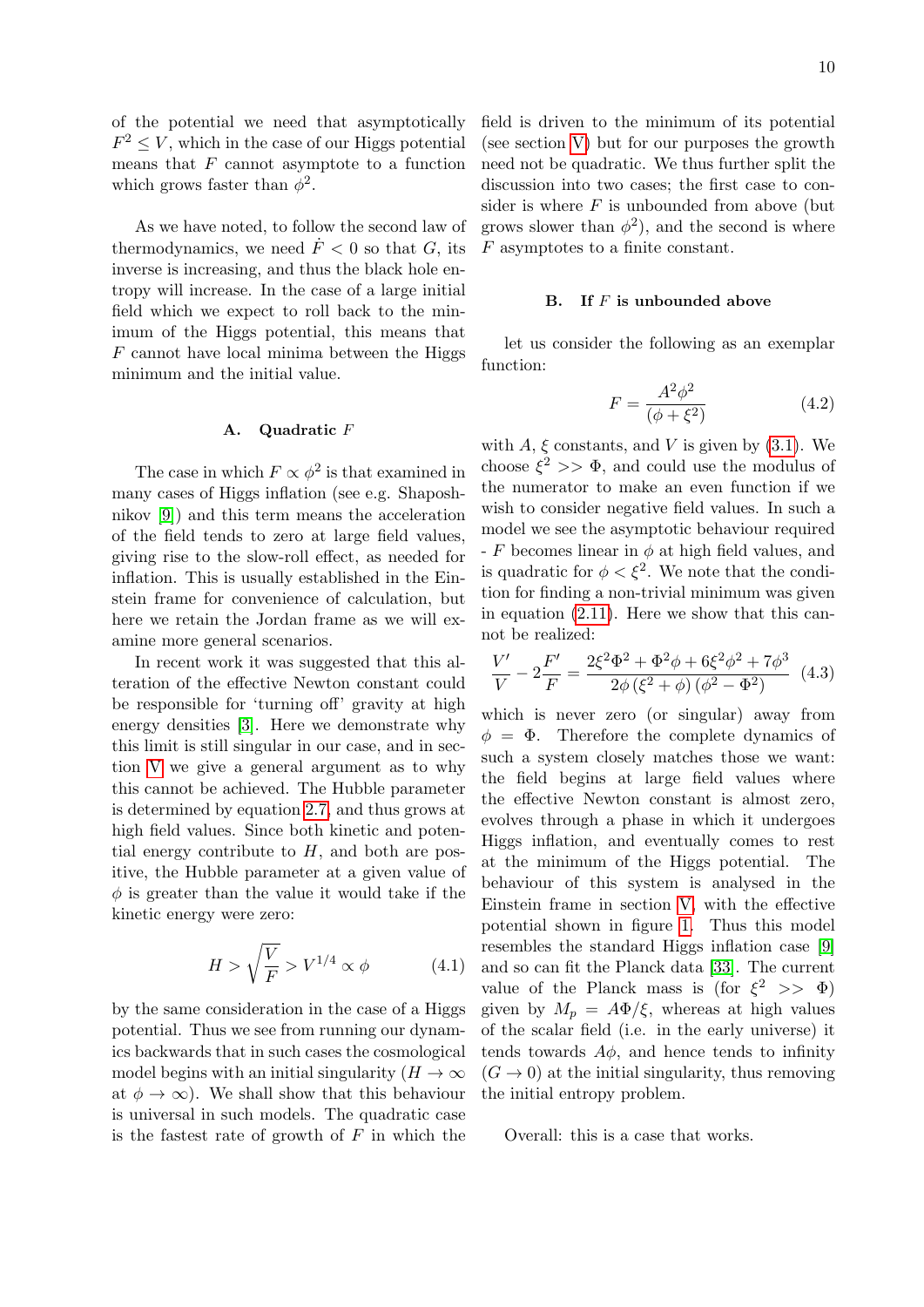of the potential we need that asymptotically $F^2 \leq V$, which in the case of our Higgs potential means that $F$ cannot asymptote to a function which grows faster than $\phi^2$.

As we have noted, to follow the second law of thermodynamics, we need $\dot{F} < 0$ so that $G$, its inverse is increasing, and thus the black hole entropy will increase. In the case of a large initial field which we expect to roll back to the minimum of the Higgs potential, this means that $F$ cannot have local minima between the Higgs minimum and the initial value.

### A. Quadratic $F$

The case in which $F \propto \phi^2$ is that examined in many cases of Higgs inflation (see e.g. Shaposhnikov [9]) and this term means the acceleration of the field tends to zero at large field values, giving rise to the slow-roll effect, as needed for inflation. This is usually established in the Einstein frame for convenience of calculation, but here we retain the Jordan frame as we will examine more general scenarios.

In recent work it was suggested that this alteration of the effective Newton constant could be responsible for 'turning off' gravity at high energy densities [3]. Here we demonstrate why this limit is still singular in our case, and in section V we give a general argument as to why this cannot be achieved. The Hubble parameter is determined by equation 2.7, and thus grows at high field values. Since both kinetic and potential energy contribute to $H$, and both are positive, the Hubble parameter at a given value of $\phi$ is greater than the value it would take if the kinetic energy were zero:

$$H > \sqrt{\frac{V}{F}} > V^{1/4} \propto \phi \tag{4.1}$$

by the same consideration in the case of a Higgs potential. Thus we see from running our dynamics backwards that in such cases the cosmological model begins with an initial singularity ($H \to \infty$ at $\phi \to \infty$). We shall show that this behaviour is universal in such models. The quadratic case is the fastest rate of growth of $F$ in which the field is driven to the minimum of its potential (see section V) but for our purposes the growth need not be quadratic. We thus further split the discussion into two cases; the first case to consider is where $F$ is unbounded from above (but grows slower than $\phi^2$), and the second is where $F$ asymptotes to a finite constant.

### B. If $F$ is unbounded above

let us consider the following as an exemplar function:

$$F = \frac{A^2\phi^2}{(\phi + \xi^2)} \tag{4.2}$$

with $A$, $\xi$ constants, and $V$ is given by (3.1). We choose $\xi^2 >> \Phi$, and could use the modulus of the numerator to make an even function if we wish to consider negative field values. In such a model we see the asymptotic behaviour required - $F$ becomes linear in $\phi$ at high field values, and is quadratic for $\phi < \xi^2$. We note that the condition for finding a non-trivial minimum was given in equation (2.11). Here we show that this cannot be realized:

$$\frac{V'}{V} - 2\frac{F'}{F} = \frac{2\xi^2\Phi^2 + \Phi^2\phi + 6\xi^2\phi^2 + 7\phi^3}{2\phi\left(\xi^2 + \phi\right)\left(\phi^2 - \Phi^2\right)} \tag{4.3}$$

which is never zero (or singular) away from $\phi = \Phi$. Therefore the complete dynamics of such a system closely matches those we want: the field begins at large field values where the effective Newton constant is almost zero, evolves through a phase in which it undergoes Higgs inflation, and eventually comes to rest at the minimum of the Higgs potential. The behaviour of this system is analysed in the Einstein frame in section V, with the effective potential shown in figure 1. Thus this model resembles the standard Higgs inflation case [9] and so can fit the Planck data [33]. The current value of the Planck mass is (for $\xi^2 >> \Phi$) given by $M_p = A\Phi/\xi$, whereas at high values of the scalar field (i.e. in the early universe) it tends towards $A\phi$, and hence tends to infinity ($G \to 0$) at the initial singularity, thus removing the initial entropy problem.

Overall: this is a case that works.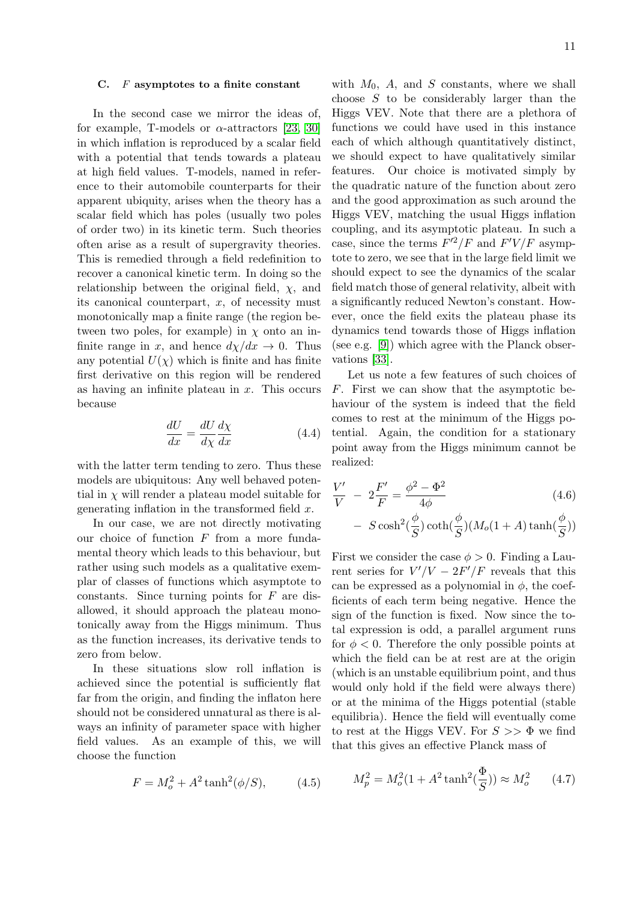### C. $F$ asymptotes to a finite constant

In the second case we mirror the ideas of, for example, T-models or $\alpha$-attractors [23, 30] in which inflation is reproduced by a scalar field with a potential that tends towards a plateau at high field values. T-models, named in reference to their automobile counterparts for their apparent ubiquity, arises when the theory has a scalar field which has poles (usually two poles of order two) in its kinetic term. Such theories often arise as a result of supergravity theories. This is remedied through a field redefinition to recover a canonical kinetic term. In doing so the relationship between the original field, $\chi$, and its canonical counterpart, $x$, of necessity must monotonically map a finite range (the region between two poles, for example) in $\chi$ onto an infinite range in $x$, and hence $d\chi/dx \to 0$. Thus any potential $U(\chi)$ which is finite and has finite first derivative on this region will be rendered as having an infinite plateau in $x$. This occurs because

$$\frac{dU}{dx} = \frac{dU}{d\chi}\frac{d\chi}{dx} \tag{4.4}$$

with the latter term tending to zero. Thus these models are ubiquitous: Any well behaved potential in $\chi$ will render a plateau model suitable for generating inflation in the transformed field $x$.

In our case, we are not directly motivating our choice of function $F$ from a more fundamental theory which leads to this behaviour, but rather using such models as a qualitative exemplar of classes of functions which asymptote to constants. Since turning points for $F$ are disallowed, it should approach the plateau monotonically away from the Higgs minimum. Thus as the function increases, its derivative tends to zero from below.

In these situations slow roll inflation is achieved since the potential is sufficiently flat far from the origin, and finding the inflaton here should not be considered unnatural as there is always an infinity of parameter space with higher field values. As an example of this, we will choose the function

$$F = M_o^2 + A^2\tanh^2(\phi/S), \tag{4.5}$$

with $M_0$, $A$, and $S$ constants, where we shall choose $S$ to be considerably larger than the Higgs VEV. Note that there are a plethora of functions we could have used in this instance each of which although quantitatively distinct, we should expect to have qualitatively similar features. Our choice is motivated simply by the quadratic nature of the function about zero and the good approximation as such around the Higgs VEV, matching the usual Higgs inflation coupling, and its asymptotic plateau. In such a case, since the terms $F'^2/F$ and $F'V/F$ asymptote to zero, we see that in the large field limit we should expect to see the dynamics of the scalar field match those of general relativity, albeit with a significantly reduced Newton's constant. However, once the field exits the plateau phase its dynamics tend towards those of Higgs inflation (see e.g. [9]) which agree with the Planck observations [33].

Let us note a few features of such choices of $F$. First we can show that the asymptotic behaviour of the system is indeed that the field comes to rest at the minimum of the Higgs potential. Again, the condition for a stationary point away from the Higgs minimum cannot be realized:

$$\begin{aligned}\frac{V'}{V} \;-\; 2\frac{F'}{F} &= \frac{\phi^2 - \Phi^2}{4\phi} \\ &- \; S\cosh^2(\frac{\phi}{S})\coth(\frac{\phi}{S})(M_o(1+A)\tanh(\frac{\phi}{S}))\end{aligned} \tag{4.6}$$

First we consider the case $\phi > 0$. Finding a Laurent series for $V'/V - 2F'/F$ reveals that this can be expressed as a polynomial in $\phi$, the coefficients of each term being negative. Hence the sign of the function is fixed. Now since the total expression is odd, a parallel argument runs for $\phi < 0$. Therefore the only possible points at which the field can be at rest are at the origin (which is an unstable equilibrium point, and thus would only hold if the field were always there) or at the minima of the Higgs potential (stable equilibria). Hence the field will eventually come to rest at the Higgs VEV. For $S >> \Phi$ we find that this gives an effective Planck mass of

$$M_p^2 = M_o^2(1 + A^2\tanh^2(\frac{\Phi}{S})) \approx M_o^2 \tag{4.7}$$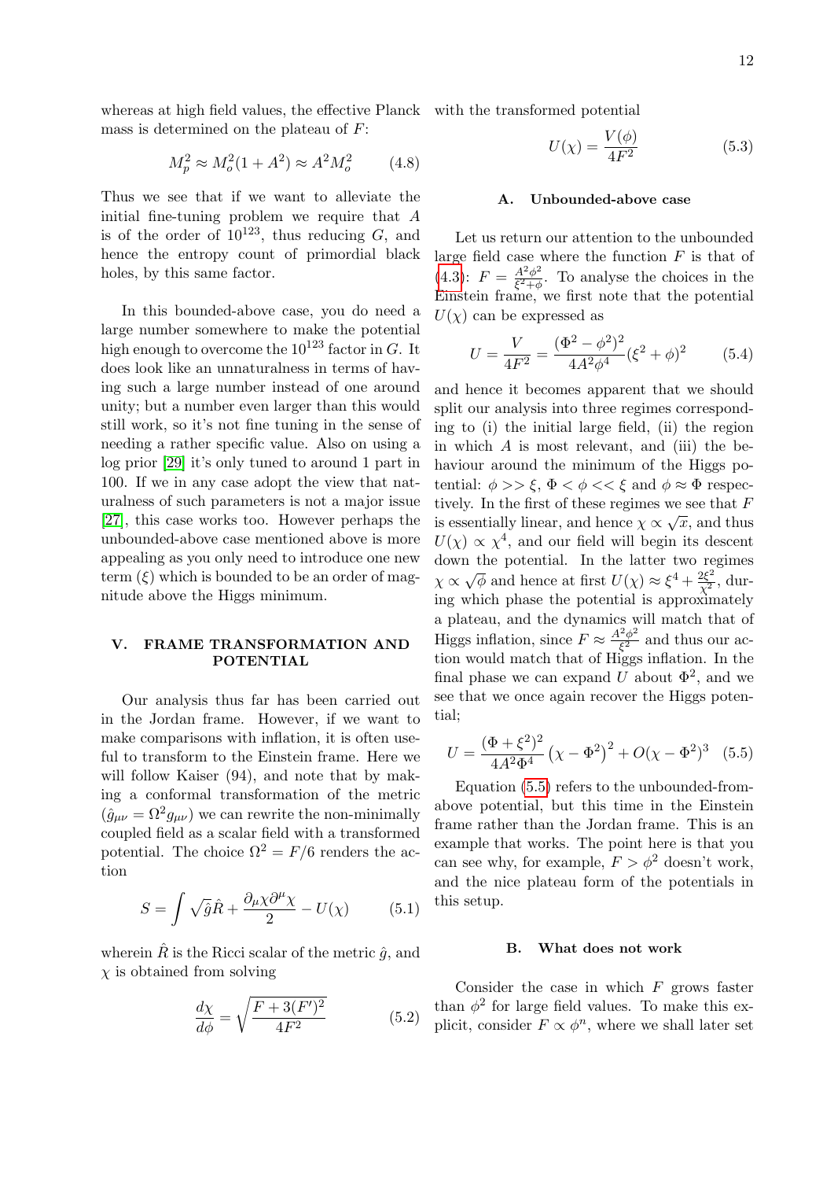whereas at high field values, the effective Planck mass is determined on the plateau of $F$:

$$M_p^2 \approx M_o^2(1+A^2) \approx A^2 M_o^2 \tag{4.8}$$

Thus we see that if we want to alleviate the initial fine-tuning problem we require that $A$ is of the order of $10^{123}$, thus reducing $G$, and hence the entropy count of primordial black holes, by this same factor.

In this bounded-above case, you do need a large number somewhere to make the potential high enough to overcome the $10^{123}$ factor in $G$. It does look like an unnaturalness in terms of having such a large number instead of one around unity; but a number even larger than this would still work, so it's not fine tuning in the sense of needing a rather specific value. Also on using a log prior [29] it's only tuned to around 1 part in 100. If we in any case adopt the view that naturalness of such parameters is not a major issue [27], this case works too. However perhaps the unbounded-above case mentioned above is more appealing as you only need to introduce one new term ($\xi$) which is bounded to be an order of magnitude above the Higgs minimum.

## V. FRAME TRANSFORMATION AND POTENTIAL

Our analysis thus far has been carried out in the Jordan frame. However, if we want to make comparisons with inflation, it is often useful to transform to the Einstein frame. Here we will follow Kaiser (94), and note that by making a conformal transformation of the metric ($\hat{g}_{\mu\nu} = \Omega^2 g_{\mu\nu}$) we can rewrite the non-minimally coupled field as a scalar field with a transformed potential. The choice $\Omega^2 = F/6$ renders the action

$$S = \int \sqrt{\hat{g}}\hat{R} + \frac{\partial_\mu \chi \partial^\mu \chi}{2} - U(\chi) \tag{5.1}$$

wherein $\hat{R}$ is the Ricci scalar of the metric $\hat{g}$, and $\chi$ is obtained from solving

$$\frac{d\chi}{d\phi} = \sqrt{\frac{F + 3(F')^2}{4F^2}} \tag{5.2}$$

with the transformed potential

$$U(\chi) = \frac{V(\phi)}{4F^2} \tag{5.3}$$

### A. Unbounded-above case

Let us return our attention to the unbounded large field case where the function $F$ is that of (4.3): $F = \frac{A^2\phi^2}{\xi^2+\phi}$. To analyse the choices in the Einstein frame, we first note that the potential $U(\chi)$ can be expressed as

$$U = \frac{V}{4F^2} = \frac{(\Phi^2-\phi^2)^2}{4A^2\phi^4}(\xi^2+\phi)^2 \tag{5.4}$$

and hence it becomes apparent that we should split our analysis into three regimes corresponding to (i) the initial large field, (ii) the region in which $A$ is most relevant, and (iii) the behaviour around the minimum of the Higgs potential: $\phi >> \xi$, $\Phi < \phi << \xi$ and $\phi \approx \Phi$ respectively. In the first of these regimes we see that $F$ is essentially linear, and hence $\chi \propto \sqrt{x}$, and thus $U(\chi) \propto \chi^4$, and our field will begin its descent down the potential. In the latter two regimes $\chi \propto \sqrt{\phi}$ and hence at first $U(\chi) \approx \xi^4 + \frac{2\xi^2}{\chi^2}$, during which phase the potential is approximately a plateau, and the dynamics will match that of Higgs inflation, since $F \approx \frac{A^2\phi^2}{\xi^2}$ and thus our action would match that of Higgs inflation. In the final phase we can expand $U$ about $\Phi^2$, and we see that we once again recover the Higgs potential;

$$U = \frac{(\Phi+\xi^2)^2}{4A^2\Phi^4}\left(\chi - \Phi^2\right)^2 + O(\chi-\Phi^2)^3 \tag{5.5}$$

Equation (5.5) refers to the unbounded-from-above potential, but this time in the Einstein frame rather than the Jordan frame. This is an example that works. The point here is that you can see why, for example, $F > \phi^2$ doesn't work, and the nice plateau form of the potentials in this setup.

### B. What does not work

Consider the case in which $F$ grows faster than $\phi^2$ for large field values. To make this explicit, consider $F \propto \phi^n$, where we shall later set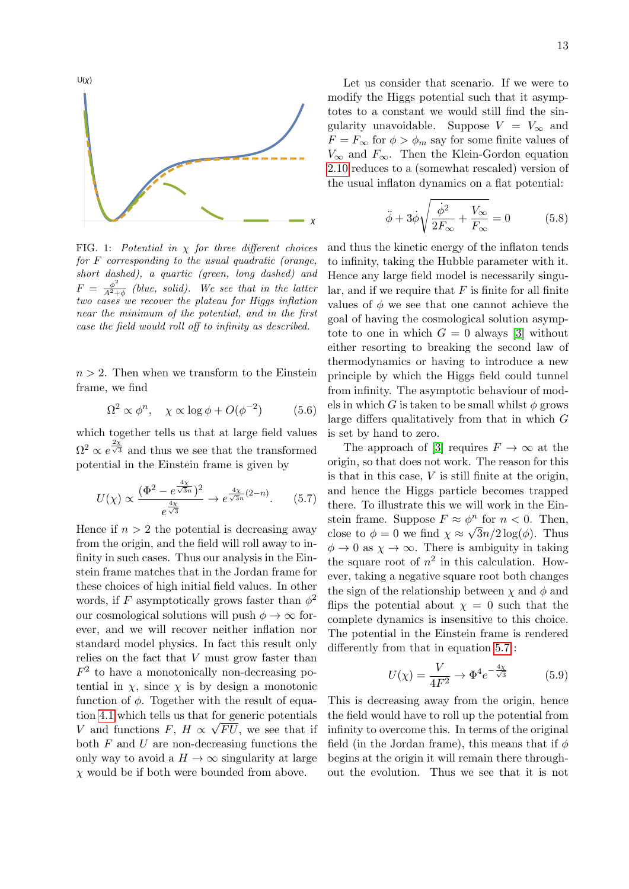FIG. 1: *Potential in $\chi$ for three different choices for $F$ corresponding to the usual quadratic (orange, short dashed), a quartic (green, long dashed) and $F = \frac{\phi^2}{A^2+\phi}$ (blue, solid). We see that in the latter two cases we recover the plateau for Higgs inflation near the minimum of the potential, and in the first case the field would roll off to infinity as described.*

$n > 2$. Then when we transform to the Einstein frame, we find

$$\Omega^2 \propto \phi^n, \quad \chi \propto \log\phi + O(\phi^{-2}) \tag{5.6}$$

which together tells us that at large field values $\Omega^2 \propto e^{\frac{2\chi}{\sqrt{3}}}$ and thus we see that the transformed potential in the Einstein frame is given by

$$U(\chi) \propto \frac{(\Phi^2 - e^{\frac{4\chi}{\sqrt{3}n}})^2}{e^{\frac{4\chi}{\sqrt{3}}}} \to e^{\frac{4\chi}{\sqrt{3}n}(2-n)}. \tag{5.7}$$

Hence if $n > 2$ the potential is decreasing away from the origin, and the field will roll away to infinity in such cases. Thus our analysis in the Einstein frame matches that in the Jordan frame for these choices of high initial field values. In other words, if $F$ asymptotically grows faster than $\phi^2$ our cosmological solutions will push $\phi \to \infty$ forever, and we will recover neither inflation nor standard model physics. In fact this result only relies on the fact that $V$ must grow faster than $F^2$ to have a monotonically non-decreasing potential in $\chi$, since $\chi$ is by design a monotonic function of $\phi$. Together with the result of equation 4.1 which tells us that for generic potentials $V$ and functions $F$, $H \propto \sqrt{FU}$, we see that if both $F$ and $U$ are non-decreasing functions the only way to avoid a $H \to \infty$ singularity at large $\chi$ would be if both were bounded from above.

Let us consider that scenario. If we were to modify the Higgs potential such that it asymptotes to a constant we would still find the singularity unavoidable. Suppose $V = V_\infty$ and $F = F_\infty$ for $\phi > \phi_m$ say for some finite values of $V_\infty$ and $F_\infty$. Then the Klein-Gordon equation 2.10 reduces to a (somewhat rescaled) version of the usual inflaton dynamics on a flat potential:

$$\ddot{\phi} + 3\dot{\phi}\sqrt{\frac{\dot{\phi}^2}{2F_\infty} + \frac{V_\infty}{F_\infty}} = 0 \tag{5.8}$$

and thus the kinetic energy of the inflaton tends to infinity, taking the Hubble parameter with it. Hence any large field model is necessarily singular, and if we require that $F$ is finite for all finite values of $\phi$ we see that one cannot achieve the goal of having the cosmological solution asymptote to one in which $G = 0$ always [3] without either resorting to breaking the second law of thermodynamics or having to introduce a new principle by which the Higgs field could tunnel from infinity. The asymptotic behaviour of models in which $G$ is taken to be small whilst $\phi$ grows large differs qualitatively from that in which $G$ is set by hand to zero.

The approach of [3] requires $F \to \infty$ at the origin, so that does not work. The reason for this is that in this case, $V$ is still finite at the origin, and hence the Higgs particle becomes trapped there. To illustrate this we will work in the Einstein frame. Suppose $F \approx \phi^n$ for $n < 0$. Then, close to $\phi = 0$ we find $\chi \approx \sqrt{3}n/2\log(\phi)$. Thus $\phi \to 0$ as $\chi \to \infty$. There is ambiguity in taking the square root of $n^2$ in this calculation. However, taking a negative square root both changes the sign of the relationship between $\chi$ and $\phi$ and flips the potential about $\chi = 0$ such that the complete dynamics is insensitive to this choice. The potential in the Einstein frame is rendered differently from that in equation 5.7:

$$U(\chi) = \frac{V}{4F^2} \to \Phi^4 e^{-\frac{4\chi}{\sqrt{3}}} \tag{5.9}$$

This is decreasing from the origin, hence the field would have to roll up the potential from infinity to overcome this. In terms of the original field (in the Jordan frame), this means that if $\phi$ begins at the origin it will remain there throughout the evolution. Thus we see that it is not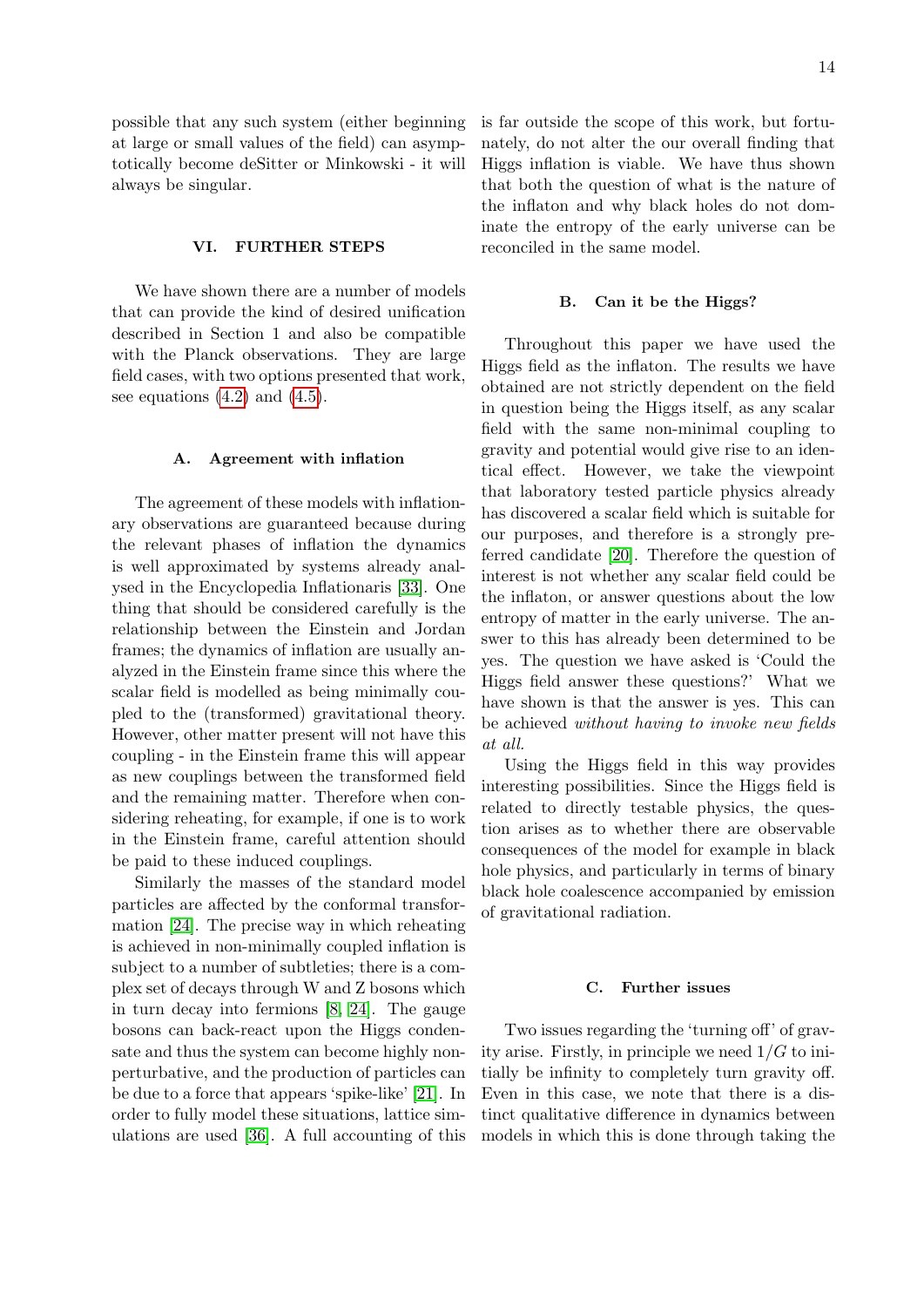possible that any such system (either beginning at large or small values of the field) can asymptotically become deSitter or Minkowski - it will always be singular.

## VI. FURTHER STEPS

We have shown there are a number of models that can provide the kind of desired unification described in Section 1 and also be compatible with the Planck observations. They are large field cases, with two options presented that work, see equations (4.2) and (4.5).

### A. Agreement with inflation

The agreement of these models with inflationary observations are guaranteed because during the relevant phases of inflation the dynamics is well approximated by systems already analysed in the Encyclopedia Inflationaris [33]. One thing that should be considered carefully is the relationship between the Einstein and Jordan frames; the dynamics of inflation are usually analyzed in the Einstein frame since this where the scalar field is modelled as being minimally coupled to the (transformed) gravitational theory. However, other matter present will not have this coupling - in the Einstein frame this will appear as new couplings between the transformed field and the remaining matter. Therefore when considering reheating, for example, if one is to work in the Einstein frame, careful attention should be paid to these induced couplings.

Similarly the masses of the standard model particles are affected by the conformal transformation [24]. The precise way in which reheating is achieved in non-minimally coupled inflation is subject to a number of subtleties; there is a complex set of decays through W and Z bosons which in turn decay into fermions [8, 24]. The gauge bosons can back-react upon the Higgs condensate and thus the system can become highly nonperturbative, and the production of particles can be due to a force that appears 'spike-like' [21]. In order to fully model these situations, lattice simulations are used [36]. A full accounting of this is far outside the scope of this work, but fortunately, do not alter the our overall finding that Higgs inflation is viable. We have thus shown that both the question of what is the nature of the inflaton and why black holes do not dominate the entropy of the early universe can be reconciled in the same model.

### B. Can it be the Higgs?

Throughout this paper we have used the Higgs field as the inflaton. The results we have obtained are not strictly dependent on the field in question being the Higgs itself, as any scalar field with the same non-minimal coupling to gravity and potential would give rise to an identical effect. However, we take the viewpoint that laboratory tested particle physics already has discovered a scalar field which is suitable for our purposes, and therefore is a strongly preferred candidate [20]. Therefore the question of interest is not whether any scalar field could be the inflaton, or answer questions about the low entropy of matter in the early universe. The answer to this has already been determined to be yes. The question we have asked is 'Could the Higgs field answer these questions?' What we have shown is that the answer is yes. This can be achieved *without having to invoke new fields at all.*

Using the Higgs field in this way provides interesting possibilities. Since the Higgs field is related to directly testable physics, the question arises as to whether there are observable consequences of the model for example in black hole physics, and particularly in terms of binary black hole coalescence accompanied by emission of gravitational radiation.

### C. Further issues

Two issues regarding the 'turning off' of gravity arise. Firstly, in principle we need $1/G$ to initially be infinity to completely turn gravity off. Even in this case, we note that there is a distinct qualitative difference in dynamics between models in which this is done through taking the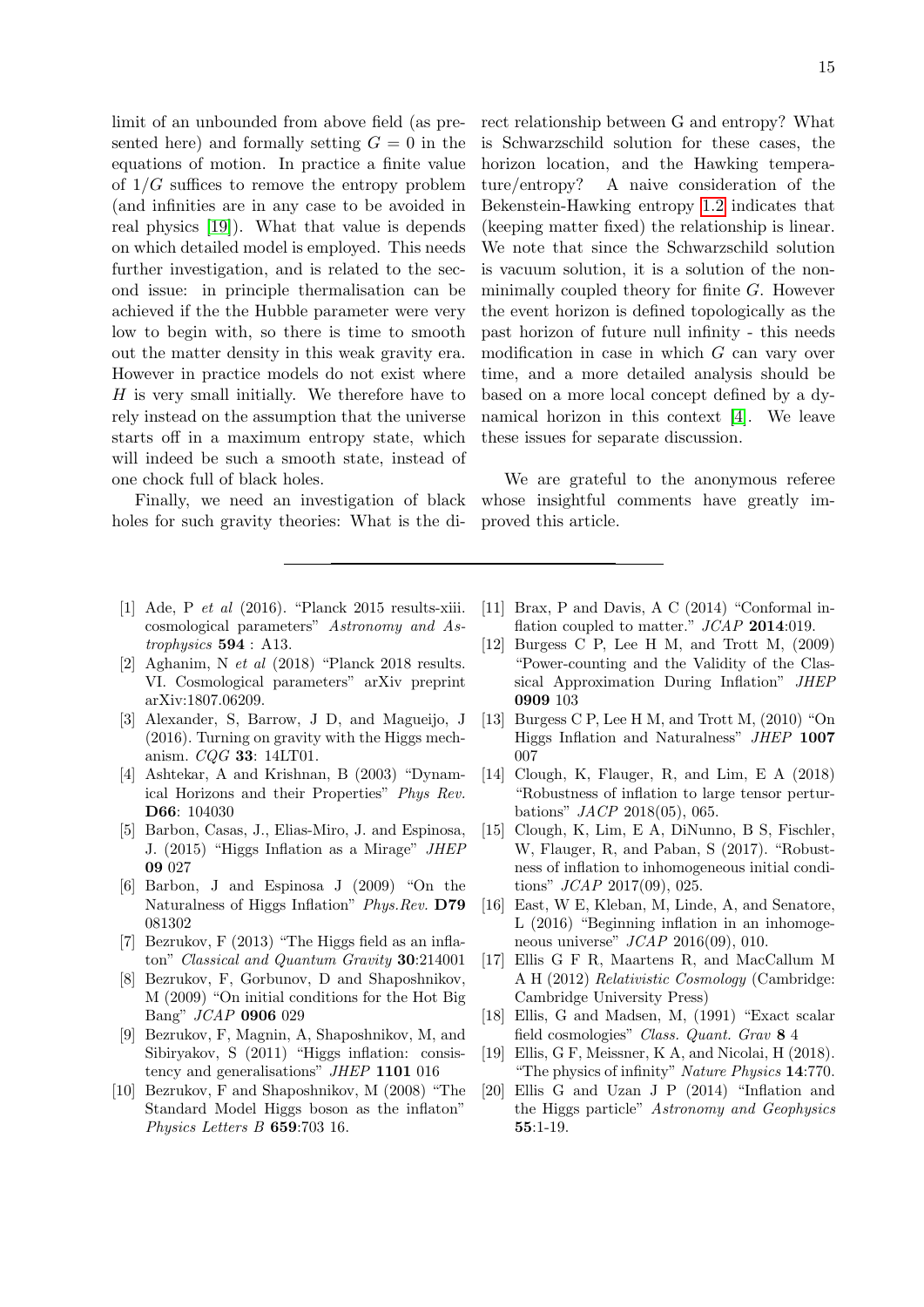limit of an unbounded from above field (as presented here) and formally setting $G = 0$ in the equations of motion. In practice a finite value of $1/G$ suffices to remove the entropy problem (and infinities are in any case to be avoided in real physics [19]). What that value is depends on which detailed model is employed. This needs further investigation, and is related to the second issue: in principle thermalisation can be achieved if the the Hubble parameter were very low to begin with, so there is time to smooth out the matter density in this weak gravity era. However in practice models do not exist where $H$ is very small initially. We therefore have to rely instead on the assumption that the universe starts off in a maximum entropy state, which will indeed be such a smooth state, instead of one chock full of black holes.

Finally, we need an investigation of black holes for such gravity theories: What is the direct relationship between G and entropy? What is Schwarzschild solution for these cases, the horizon location, and the Hawking temperature/entropy? A naive consideration of the Bekenstein-Hawking entropy 1.2 indicates that (keeping matter fixed) the relationship is linear. We note that since the Schwarzschild solution is vacuum solution, it is a solution of the non-minimally coupled theory for finite $G$. However the event horizon is defined topologically as the past horizon of future null infinity - this needs modification in case in which $G$ can vary over time, and a more detailed analysis should be based on a more local concept defined by a dynamical horizon in this context [4]. We leave these issues for separate discussion.

We are grateful to the anonymous referee whose insightful comments have greatly improved this article.

---

[1] Ade, P *et al* (2016). "Planck 2015 results-xiii. cosmological parameters" *Astronomy and Astrophysics* **594** : A13.

[2] Aghanim, N *et al* (2018) "Planck 2018 results. VI. Cosmological parameters" arXiv preprint arXiv:1807.06209.

[3] Alexander, S, Barrow, J D, and Magueijo, J (2016). Turning on gravity with the Higgs mechanism. *CQG* **33**: 14LT01.

[4] Ashtekar, A and Krishnan, B (2003) "Dynamical Horizons and their Properties" *Phys Rev.* **D66**: 104030

[5] Barbon, Casas, J., Elias-Miro, J. and Espinosa, J. (2015) "Higgs Inflation as a Mirage" *JHEP* **09** 027

[6] Barbon, J and Espinosa J (2009) "On the Naturalness of Higgs Inflation" *Phys.Rev.* **D79** 081302

[7] Bezrukov, F (2013) "The Higgs field as an inflaton" *Classical and Quantum Gravity* **30**:214001

[8] Bezrukov, F, Gorbunov, D and Shaposhnikov, M (2009) "On initial conditions for the Hot Big Bang" *JCAP* **0906** 029

[9] Bezrukov, F, Magnin, A, Shaposhnikov, M, and Sibiryakov, S (2011) "Higgs inflation: consistency and generalisations" *JHEP* **1101** 016

[10] Bezrukov, F and Shaposhnikov, M (2008) "The Standard Model Higgs boson as the inflaton" *Physics Letters B* **659**:703 16.

[11] Brax, P and Davis, A C (2014) "Conformal inflation coupled to matter." *JCAP* **2014**:019.

[12] Burgess C P, Lee H M, and Trott M, (2009) "Power-counting and the Validity of the Classical Approximation During Inflation" *JHEP* **0909** 103

[13] Burgess C P, Lee H M, and Trott M, (2010) "On Higgs Inflation and Naturalness" *JHEP* **1007** 007

[14] Clough, K, Flauger, R, and Lim, E A (2018) "Robustness of inflation to large tensor perturbations" *JACP* 2018(05), 065.

[15] Clough, K, Lim, E A, DiNunno, B S, Fischler, W, Flauger, R, and Paban, S (2017). "Robustness of inflation to inhomogeneous initial conditions" *JCAP* 2017(09), 025.

[16] East, W E, Kleban, M, Linde, A, and Senatore, L (2016) "Beginning inflation in an inhomogeneous universe" *JCAP* 2016(09), 010.

[17] Ellis G F R, Maartens R, and MacCallum M A H (2012) *Relativistic Cosmology* (Cambridge: Cambridge University Press)

[18] Ellis, G and Madsen, M, (1991) "Exact scalar field cosmologies" *Class. Quant. Grav* **8** 4

[19] Ellis, G F, Meissner, K A, and Nicolai, H (2018). "The physics of infinity" *Nature Physics* **14**:770.

[20] Ellis G and Uzan J P (2014) "Inflation and the Higgs particle" *Astronomy and Geophysics* **55**:1-19.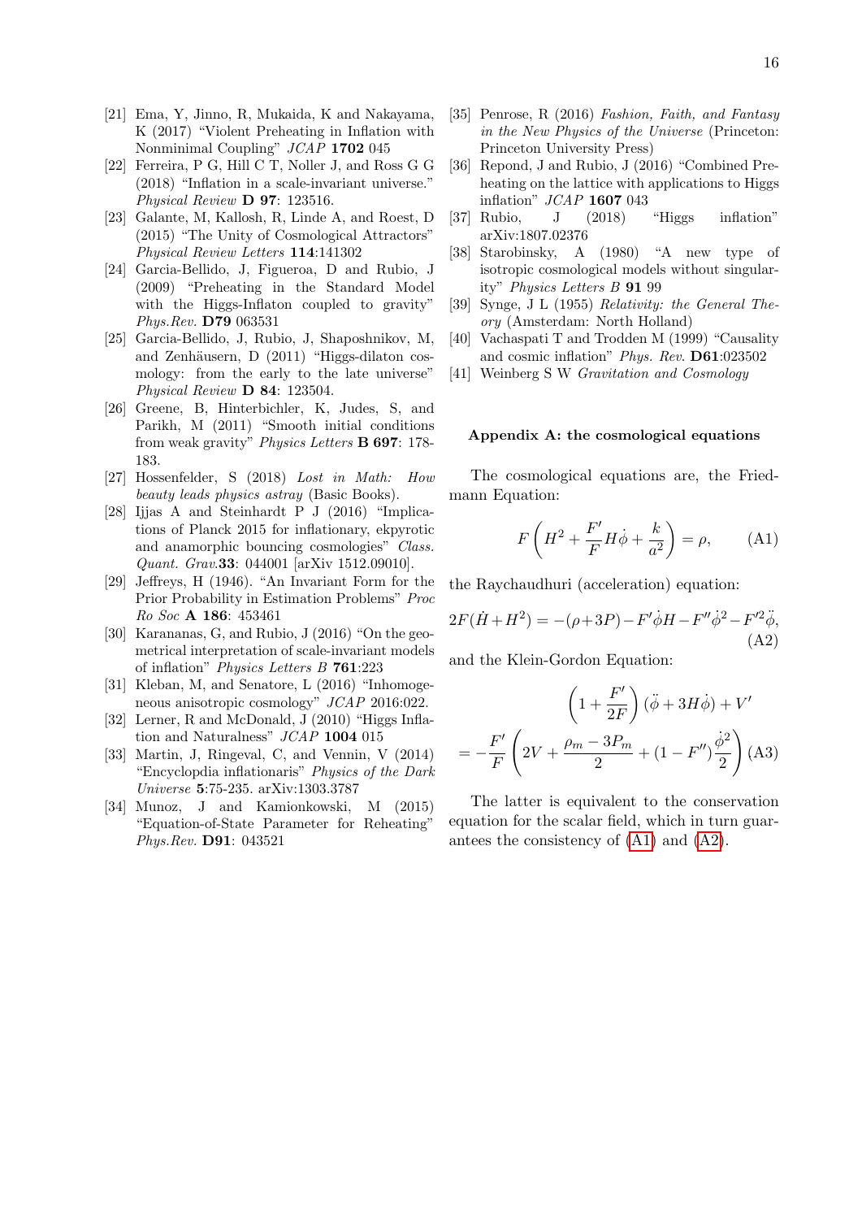[21] Ema, Y, Jinno, R, Mukaida, K and Nakayama, K (2017) "Violent Preheating in Inflation with Nonminimal Coupling" *JCAP* **1702** 045

[22] Ferreira, P G, Hill C T, Noller J, and Ross G G (2018) "Inflation in a scale-invariant universe." *Physical Review* **D 97**: 123516.

[23] Galante, M, Kallosh, R, Linde A, and Roest, D (2015) "The Unity of Cosmological Attractors" *Physical Review Letters* **114**:141302

[24] Garcia-Bellido, J, Figueroa, D and Rubio, J (2009) "Preheating in the Standard Model with the Higgs-Inflaton coupled to gravity" *Phys.Rev.* **D79** 063531

[25] Garcia-Bellido, J, Rubio, J, Shaposhnikov, M, and Zenhäusern, D (2011) "Higgs-dilaton cosmology: from the early to the late universe" *Physical Review* **D 84**: 123504.

[26] Greene, B, Hinterbichler, K, Judes, S, and Parikh, M (2011) "Smooth initial conditions from weak gravity" *Physics Letters* **B 697**: 178-183.

[27] Hossenfelder, S (2018) *Lost in Math: How beauty leads physics astray* (Basic Books).

[28] Ijjas A and Steinhardt P J (2016) "Implications of Planck 2015 for inflationary, ekpyrotic and anamorphic bouncing cosmologies" *Class. Quant. Grav.***33**: 044001 [arXiv 1512.09010].

[29] Jeffreys, H (1946). "An Invariant Form for the Prior Probability in Estimation Problems" *Proc Ro Soc* **A 186**: 453461

[30] Karananas, G, and Rubio, J (2016) "On the geometrical interpretation of scale-invariant models of inflation" *Physics Letters B* **761**:223

[31] Kleban, M, and Senatore, L (2016) "Inhomogeneous anisotropic cosmology" *JCAP* 2016:022.

[32] Lerner, R and McDonald, J (2010) "Higgs Inflation and Naturalness" *JCAP* **1004** 015

[33] Martin, J, Ringeval, C, and Vennin, V (2014) "Encyclopdia inflationaris" *Physics of the Dark Universe* **5**:75-235. arXiv:1303.3787

[34] Munoz, J and Kamionkowski, M (2015) "Equation-of-State Parameter for Reheating" *Phys.Rev.* **D91**: 043521

[35] Penrose, R (2016) *Fashion, Faith, and Fantasy in the New Physics of the Universe* (Princeton: Princeton University Press)

[36] Repond, J and Rubio, J (2016) "Combined Preheating on the lattice with applications to Higgs inflation" *JCAP* **1607** 043

[37] Rubio, J (2018) "Higgs inflation" arXiv:1807.02376

[38] Starobinsky, A (1980) "A new type of isotropic cosmological models without singularity" *Physics Letters B* **91** 99

[39] Synge, J L (1955) *Relativity: the General Theory* (Amsterdam: North Holland)

[40] Vachaspati T and Trodden M (1999) "Causality and cosmic inflation" *Phys. Rev.* **D61**:023502

[41] Weinberg S W *Gravitation and Cosmology*

### Appendix A: the cosmological equations

The cosmological equations are, the Friedmann Equation:

$$F\left(H^2 + \frac{F'}{F}H\dot{\phi} + \frac{k}{a^2}\right) = \rho, \qquad \text{(A1)}$$

the Raychaudhuri (acceleration) equation:

$$2F(\dot{H}+H^2) = -(\rho+3P) - F'\dot{\phi}H - F''\dot{\phi}^2 - F'^2\ddot{\phi}, \qquad \text{(A2)}$$

and the Klein-Gordon Equation:

$$\left(1+\frac{F'}{2F}\right)(\ddot{\phi}+3H\dot{\phi}) + V'$$
$$= -\frac{F'}{F}\left(2V + \frac{\rho_m - 3P_m}{2} + (1-F'')\frac{\dot{\phi}^2}{2}\right) \qquad \text{(A3)}$$

The latter is equivalent to the conservation equation for the scalar field, which in turn guarantees the consistency of (A1) and (A2).